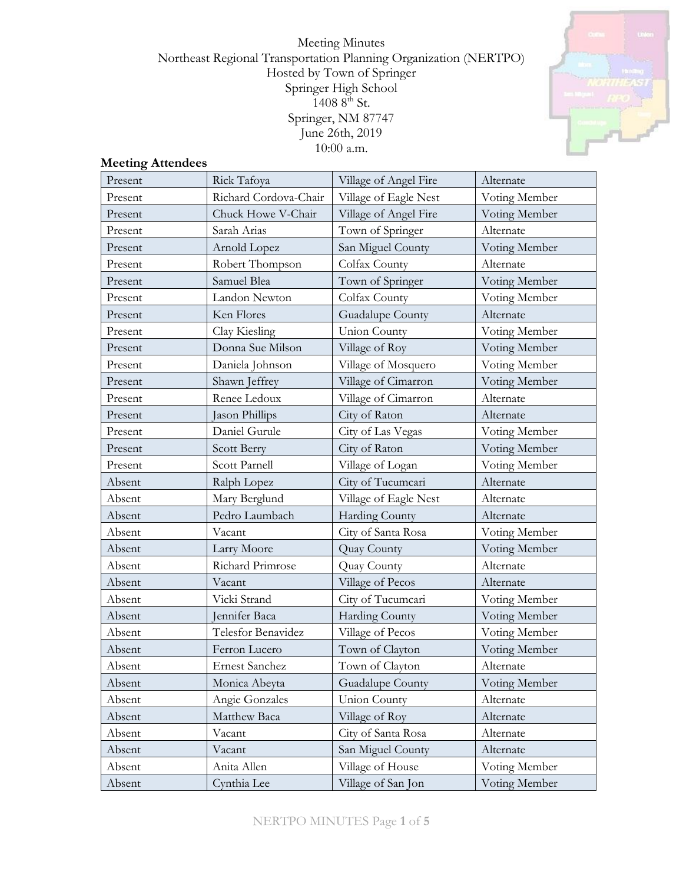Meeting Minutes
Northeast Regional Transportation Planning Organization (NERTPO)
Hosted by Town of Springer
Springer High School
1408 8th St.
Springer, NM 87747
June 26th, 2019
10:00 a.m.

**Meeting Attendees**

| Present | Rick Tafoya | Village of Angel Fire | Alternate |
|---|---|---|---|
| Present | Richard Cordova-Chair | Village of Eagle Nest | Voting Member |
| Present | Chuck Howe V-Chair | Village of Angel Fire | Voting Member |
| Present | Sarah Arias | Town of Springer | Alternate |
| Present | Arnold Lopez | San Miguel County | Voting Member |
| Present | Robert Thompson | Colfax County | Alternate |
| Present | Samuel Blea | Town of Springer | Voting Member |
| Present | Landon Newton | Colfax County | Voting Member |
| Present | Ken Flores | Guadalupe County | Alternate |
| Present | Clay Kiesling | Union County | Voting Member |
| Present | Donna Sue Milson | Village of Roy | Voting Member |
| Present | Daniela Johnson | Village of Mosquero | Voting Member |
| Present | Shawn Jeffrey | Village of Cimarron | Voting Member |
| Present | Renee Ledoux | Village of Cimarron | Alternate |
| Present | Jason Phillips | City of Raton | Alternate |
| Present | Daniel Gurule | City of Las Vegas | Voting Member |
| Present | Scott Berry | City of Raton | Voting Member |
| Present | Scott Parnell | Village of Logan | Voting Member |
| Absent | Ralph Lopez | City of Tucumcari | Alternate |
| Absent | Mary Berglund | Village of Eagle Nest | Alternate |
| Absent | Pedro Laumbach | Harding County | Alternate |
| Absent | Vacant | City of Santa Rosa | Voting Member |
| Absent | Larry Moore | Quay County | Voting Member |
| Absent | Richard Primrose | Quay County | Alternate |
| Absent | Vacant | Village of Pecos | Alternate |
| Absent | Vicki Strand | City of Tucumcari | Voting Member |
| Absent | Jennifer Baca | Harding County | Voting Member |
| Absent | Telesfor Benavidez | Village of Pecos | Voting Member |
| Absent | Ferron Lucero | Town of Clayton | Voting Member |
| Absent | Ernest Sanchez | Town of Clayton | Alternate |
| Absent | Monica Abeyta | Guadalupe County | Voting Member |
| Absent | Angie Gonzales | Union County | Alternate |
| Absent | Matthew Baca | Village of Roy | Alternate |
| Absent | Vacant | City of Santa Rosa | Alternate |
| Absent | Vacant | San Miguel County | Alternate |
| Absent | Anita Allen | Village of House | Voting Member |
| Absent | Cynthia Lee | Village of San Jon | Voting Member |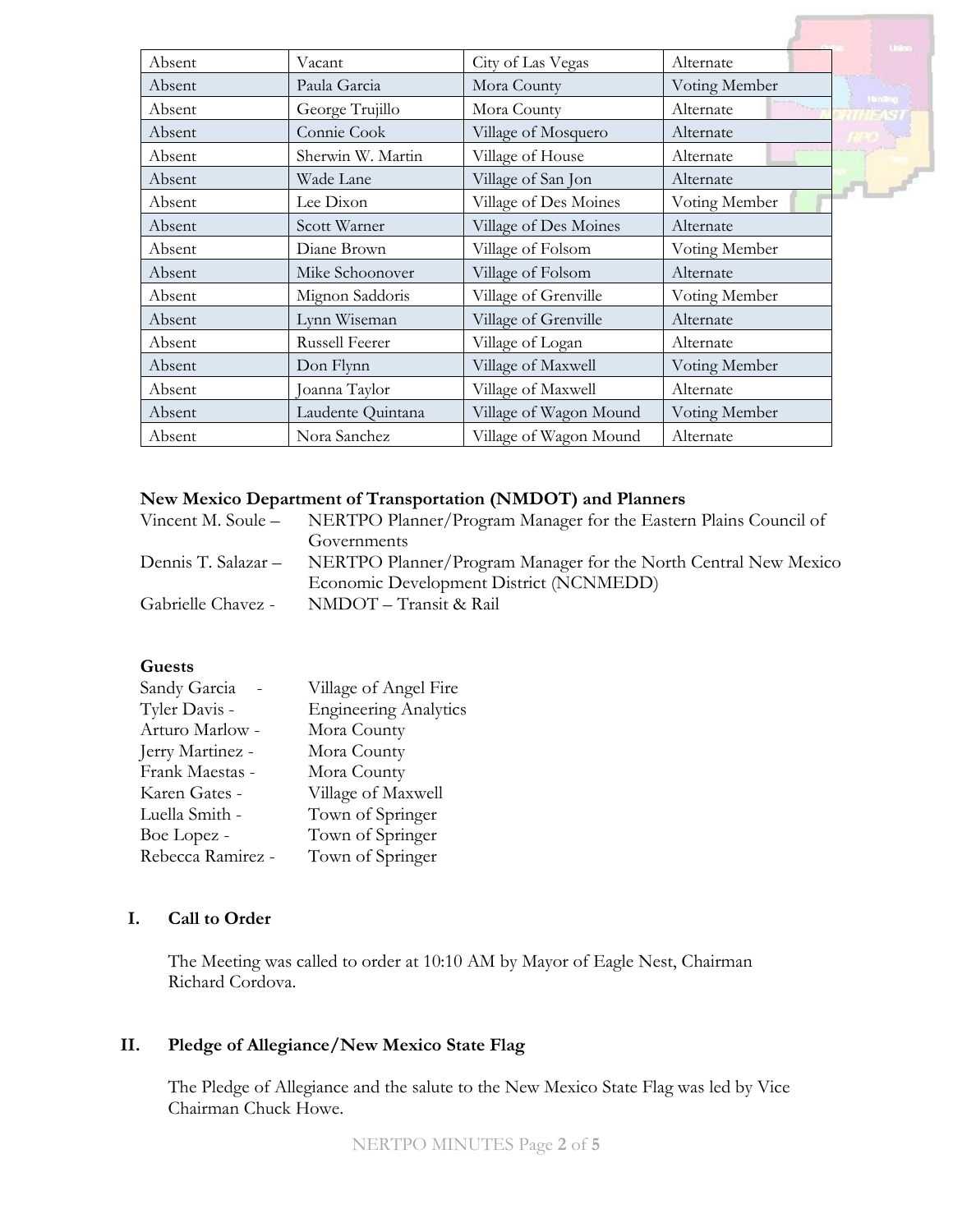| Absent | Vacant | City of Las Vegas | Alternate |
|---|---|---|---|
| Absent | Paula Garcia | Mora County | Voting Member |
| Absent | George Trujillo | Mora County | Alternate |
| Absent | Connie Cook | Village of Mosquero | Alternate |
| Absent | Sherwin W. Martin | Village of House | Alternate |
| Absent | Wade Lane | Village of San Jon | Alternate |
| Absent | Lee Dixon | Village of Des Moines | Voting Member |
| Absent | Scott Warner | Village of Des Moines | Alternate |
| Absent | Diane Brown | Village of Folsom | Voting Member |
| Absent | Mike Schoonover | Village of Folsom | Alternate |
| Absent | Mignon Saddoris | Village of Grenville | Voting Member |
| Absent | Lynn Wiseman | Village of Grenville | Alternate |
| Absent | Russell Feerer | Village of Logan | Alternate |
| Absent | Don Flynn | Village of Maxwell | Voting Member |
| Absent | Joanna Taylor | Village of Maxwell | Alternate |
| Absent | Laudente Quintana | Village of Wagon Mound | Voting Member |
| Absent | Nora Sanchez | Village of Wagon Mound | Alternate |

**New Mexico Department of Transportation (NMDOT) and Planners**

Vincent M. Soule – NERTPO Planner/Program Manager for the Eastern Plains Council of Governments

Dennis T. Salazar – NERTPO Planner/Program Manager for the North Central New Mexico Economic Development District (NCNMEDD)

Gabrielle Chavez - NMDOT – Transit & Rail

**Guests**

Sandy Garcia - Village of Angel Fire
Tyler Davis - Engineering Analytics
Arturo Marlow - Mora County
Jerry Martinez - Mora County
Frank Maestas - Mora County
Karen Gates - Village of Maxwell
Luella Smith - Town of Springer
Boe Lopez - Town of Springer
Rebecca Ramirez - Town of Springer

## I. Call to Order

The Meeting was called to order at 10:10 AM by Mayor of Eagle Nest, Chairman Richard Cordova.

## II. Pledge of Allegiance/New Mexico State Flag

The Pledge of Allegiance and the salute to the New Mexico State Flag was led by Vice Chairman Chuck Howe.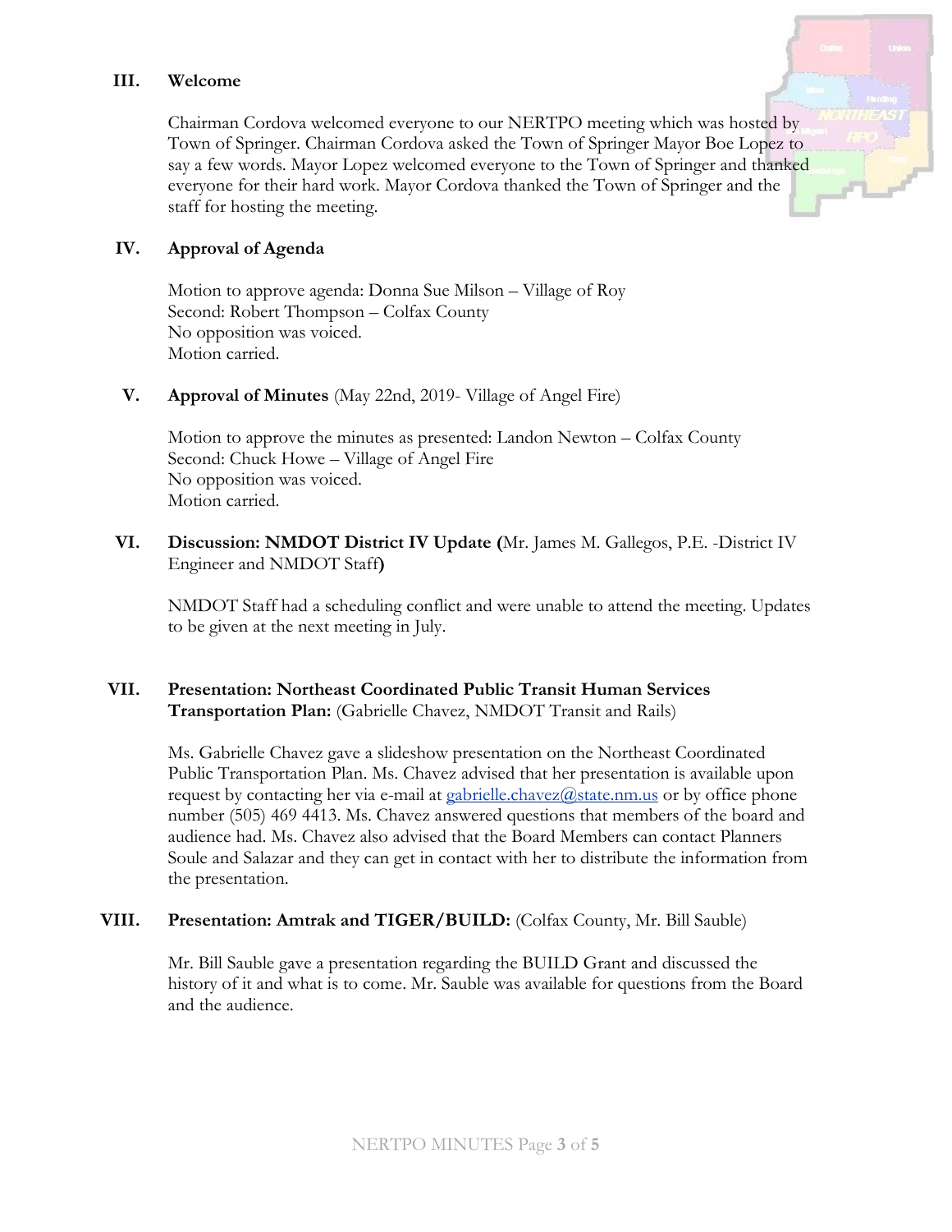## III. Welcome

Chairman Cordova welcomed everyone to our NERTPO meeting which was hosted by Town of Springer. Chairman Cordova asked the Town of Springer Mayor Boe Lopez to say a few words. Mayor Lopez welcomed everyone to the Town of Springer and thanked everyone for their hard work. Mayor Cordova thanked the Town of Springer and the staff for hosting the meeting.

## IV. Approval of Agenda

Motion to approve agenda: Donna Sue Milson – Village of Roy
Second: Robert Thompson – Colfax County
No opposition was voiced.
Motion carried.

## V. Approval of Minutes (May 22nd, 2019- Village of Angel Fire)

Motion to approve the minutes as presented: Landon Newton – Colfax County
Second: Chuck Howe – Village of Angel Fire
No opposition was voiced.
Motion carried.

## VI. Discussion: NMDOT District IV Update (Mr. James M. Gallegos, P.E. -District IV Engineer and NMDOT Staff)

NMDOT Staff had a scheduling conflict and were unable to attend the meeting. Updates to be given at the next meeting in July.

## VII. Presentation: Northeast Coordinated Public Transit Human Services Transportation Plan: (Gabrielle Chavez, NMDOT Transit and Rails)

Ms. Gabrielle Chavez gave a slideshow presentation on the Northeast Coordinated Public Transportation Plan. Ms. Chavez advised that her presentation is available upon request by contacting her via e-mail at gabrielle.chavez@state.nm.us or by office phone number (505) 469 4413. Ms. Chavez answered questions that members of the board and audience had. Ms. Chavez also advised that the Board Members can contact Planners Soule and Salazar and they can get in contact with her to distribute the information from the presentation.

## VIII. Presentation: Amtrak and TIGER/BUILD: (Colfax County, Mr. Bill Sauble)

Mr. Bill Sauble gave a presentation regarding the BUILD Grant and discussed the history of it and what is to come. Mr. Sauble was available for questions from the Board and the audience.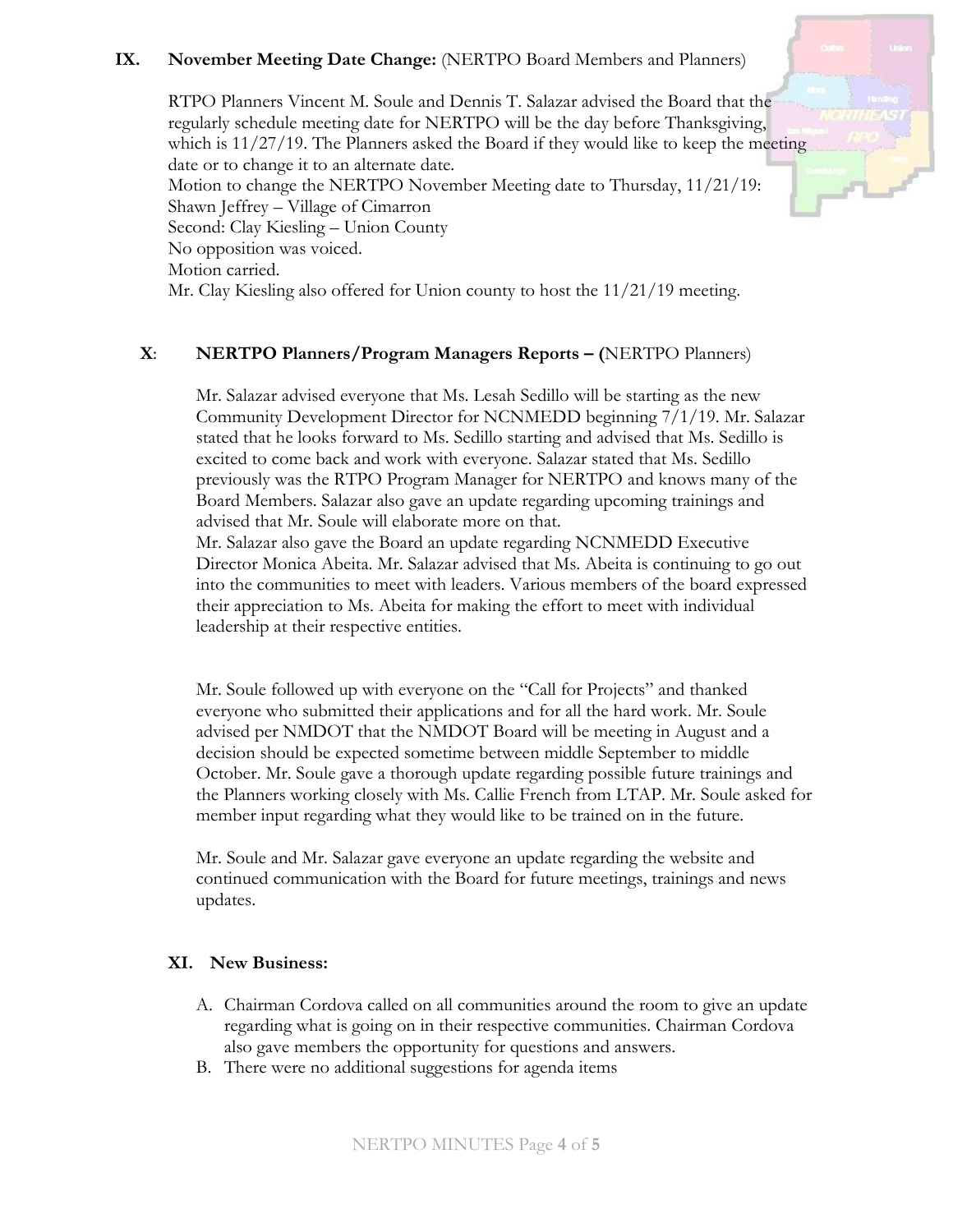## IX. November Meeting Date Change: (NERTPO Board Members and Planners)

RTPO Planners Vincent M. Soule and Dennis T. Salazar advised the Board that the regularly schedule meeting date for NERTPO will be the day before Thanksgiving, which is 11/27/19. The Planners asked the Board if they would like to keep the meeting date or to change it to an alternate date.
Motion to change the NERTPO November Meeting date to Thursday, 11/21/19: Shawn Jeffrey – Village of Cimarron
Second: Clay Kiesling – Union County
No opposition was voiced.
Motion carried.
Mr. Clay Kiesling also offered for Union county to host the 11/21/19 meeting.

## X: NERTPO Planners/Program Managers Reports – (NERTPO Planners)

Mr. Salazar advised everyone that Ms. Lesah Sedillo will be starting as the new Community Development Director for NCNMEDD beginning 7/1/19. Mr. Salazar stated that he looks forward to Ms. Sedillo starting and advised that Ms. Sedillo is excited to come back and work with everyone. Salazar stated that Ms. Sedillo previously was the RTPO Program Manager for NERTPO and knows many of the Board Members. Salazar also gave an update regarding upcoming trainings and advised that Mr. Soule will elaborate more on that.
Mr. Salazar also gave the Board an update regarding NCNMEDD Executive Director Monica Abeita. Mr. Salazar advised that Ms. Abeita is continuing to go out into the communities to meet with leaders. Various members of the board expressed their appreciation to Ms. Abeita for making the effort to meet with individual leadership at their respective entities.

Mr. Soule followed up with everyone on the "Call for Projects" and thanked everyone who submitted their applications and for all the hard work. Mr. Soule advised per NMDOT that the NMDOT Board will be meeting in August and a decision should be expected sometime between middle September to middle October. Mr. Soule gave a thorough update regarding possible future trainings and the Planners working closely with Ms. Callie French from LTAP. Mr. Soule asked for member input regarding what they would like to be trained on in the future.

Mr. Soule and Mr. Salazar gave everyone an update regarding the website and continued communication with the Board for future meetings, trainings and news updates.

## XI. New Business:

A. Chairman Cordova called on all communities around the room to give an update regarding what is going on in their respective communities. Chairman Cordova also gave members the opportunity for questions and answers.
B. There were no additional suggestions for agenda items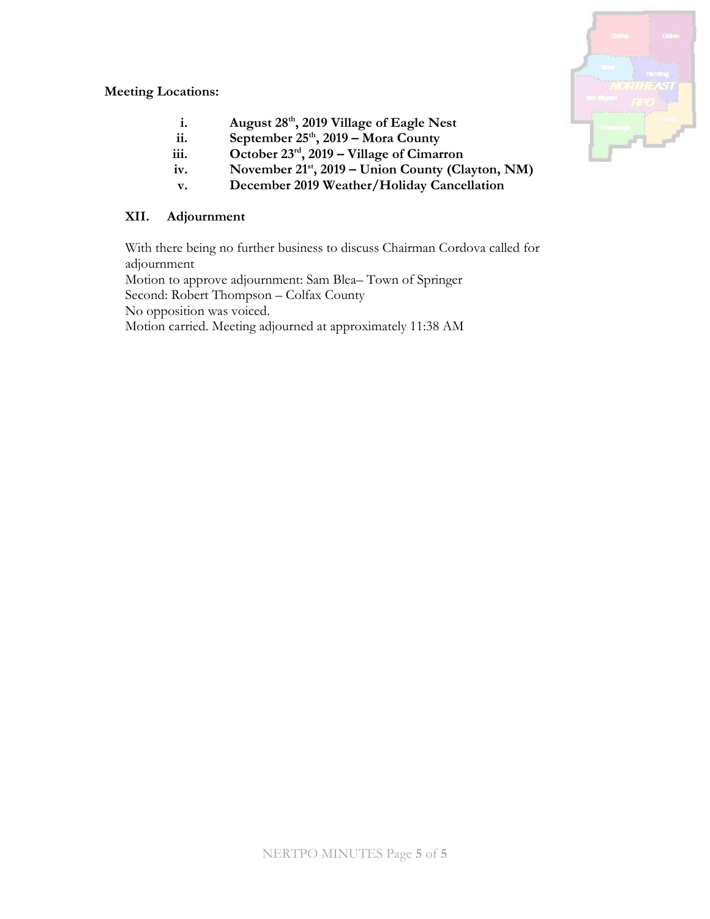**Meeting Locations:**

i. **August 28th, 2019 Village of Eagle Nest**
ii. **September 25th, 2019 – Mora County**
iii. **October 23rd, 2019 – Village of Cimarron**
iv. **November 21st, 2019 – Union County (Clayton, NM)**
v. **December 2019 Weather/Holiday Cancellation**

## XII. Adjournment

With there being no further business to discuss Chairman Cordova called for adjournment
Motion to approve adjournment: Sam Blea– Town of Springer
Second: Robert Thompson – Colfax County
No opposition was voiced.
Motion carried. Meeting adjourned at approximately 11:38 AM